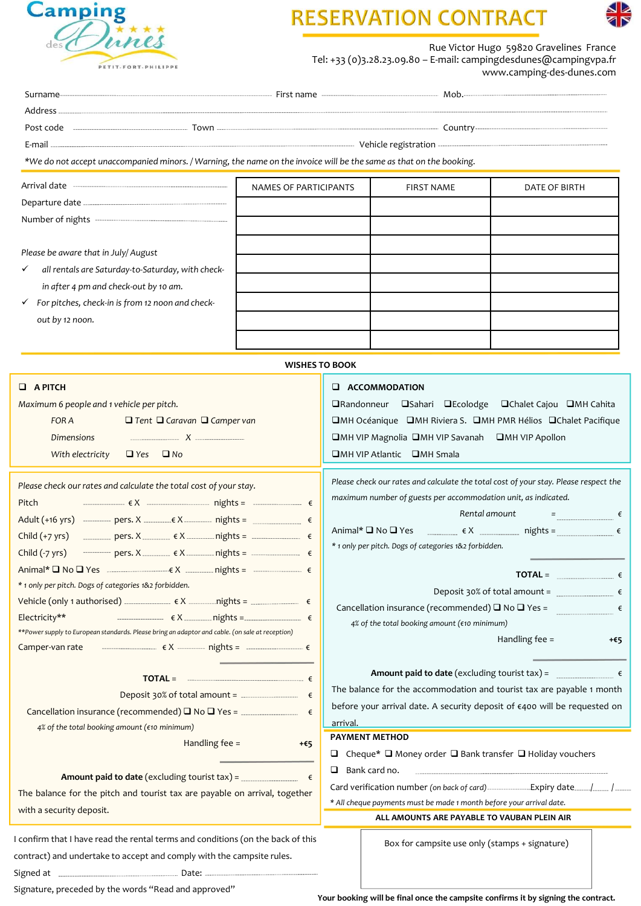Camping des Dunes ★★★★
PETIT-FORT-PHILIPPE

# RESERVATION CONTRACT

Rue Victor Hugo 59820 Gravelines France
Tel: +33 (0)3.28.23.09.80 – E-mail: campingdesdunes@campingvpa.fr
www.camping-des-dunes.com

Surname ............ First name ............ Mob. ............

Address ............

Post code ............ Town ............ Country ............

E-mail ............ Vehicle registration ............

*We do not accept unaccompanied minors. / Warning, the name on the invoice will be the same as that on the booking.*

Arrival date ............

Departure date ............

Number of nights ............

*Please be aware that in July/ August*

- ✓ *all rentals are Saturday-to-Saturday, with check-in after 4 pm and check-out by 10 am.*
- ✓ *For pitches, check-in is from 12 noon and check-out by 12 noon.*

| NAMES OF PARTICIPANTS | FIRST NAME | DATE OF BIRTH |
|---|---|---|
| | | |
| | | |
| | | |
| | | |
| | | |
| | | |
| | | |
| | | |

**WISHES TO BOOK**

## ❑ A PITCH

*Maximum 6 people and 1 vehicle per pitch.*

*FOR A* ❑ *Tent* ❑ *Caravan* ❑ *Camper van*

*Dimensions* ............ X ............

*With electricity* ❑ *Yes* ❑ *No*

*Please check our rates and calculate the total cost of your stay.*

Pitch ............ € X ............ nights = ............ €

Adult (+16 yrs) ............ pers. X ............ € X ............ nights = ............ €

Child (+7 yrs) ............ pers. X ............ € X ............ nights = ............ €

Child (-7 yrs) ............ pers. X ............ € X ............ nights = ............ €

Animal* ❑ No ❑ Yes ............ € X ............ nights = ............ €

*\* 1 only per pitch. Dogs of categories 1&2 forbidden.*

Vehicle (only 1 authorised) ............ € X ............ nights = ............ €

Electricity** ............ € X ............ nights = ............ €

*\*\*Power supply to European standards. Please bring an adaptor and cable. (on sale at reception)*

Camper-van rate ............ € X ............ nights = ............ €

**TOTAL** = ............ €

Deposit 30% of total amount = ............ €

Cancellation insurance (recommended) ❑ No ❑ Yes = ............ €

*4% of the total booking amount (€10 minimum)*

Handling fee = **+€5**

**Amount paid to date** (excluding tourist tax) = ............ €

The balance for the pitch and tourist tax are payable on arrival, together with a security deposit.

## ❑ ACCOMMODATION

❑Randonneur ❑Sahari ❑Ecolodge ❑Chalet Cajou ❑MH Cahita
❑MH Océanique ❑MH Riviera S. ❑MH PMR Hélios ❑Chalet Pacifique
❑MH VIP Magnolia ❑MH VIP Savanah ❑MH VIP Apollon
❑MH VIP Atlantic ❑MH Smala

*Please check our rates and calculate the total cost of your stay. Please respect the maximum number of guests per accommodation unit, as indicated.*

Rental amount = ............ €

Animal* ❑ No ❑ Yes ............ € X ............ nights = ............ €

*\* 1 only per pitch. Dogs of categories 1&2 forbidden.*

**TOTAL** = ............ €

Deposit 30% of total amount = ............ €

Cancellation insurance (recommended) ❑ No ❑ Yes = ............ €

*4% of the total booking amount (€10 minimum)*

Handling fee = **+€5**

**Amount paid to date** (excluding tourist tax) = ............ €

The balance for the accommodation and tourist tax are payable 1 month before your arrival date. A security deposit of €400 will be requested on arrival.

**PAYMENT METHOD**

❑ Cheque* ❑ Money order ❑ Bank transfer ❑ Holiday vouchers

❑ Bank card no. ............

Card verification number *(on back of card)* ............ Expiry date ..../..../....

*\* All cheque payments must be made 1 month before your arrival date.*

**ALL AMOUNTS ARE PAYABLE TO VAUBAN PLEIN AIR**

I confirm that I have read the rental terms and conditions (on the back of this contract) and undertake to accept and comply with the campsite rules.

Signed at ............ Date: ............

Signature, preceded by the words "Read and approved"

Box for campsite use only (stamps + signature)

**Your booking will be final once the campsite confirms it by signing the contract.**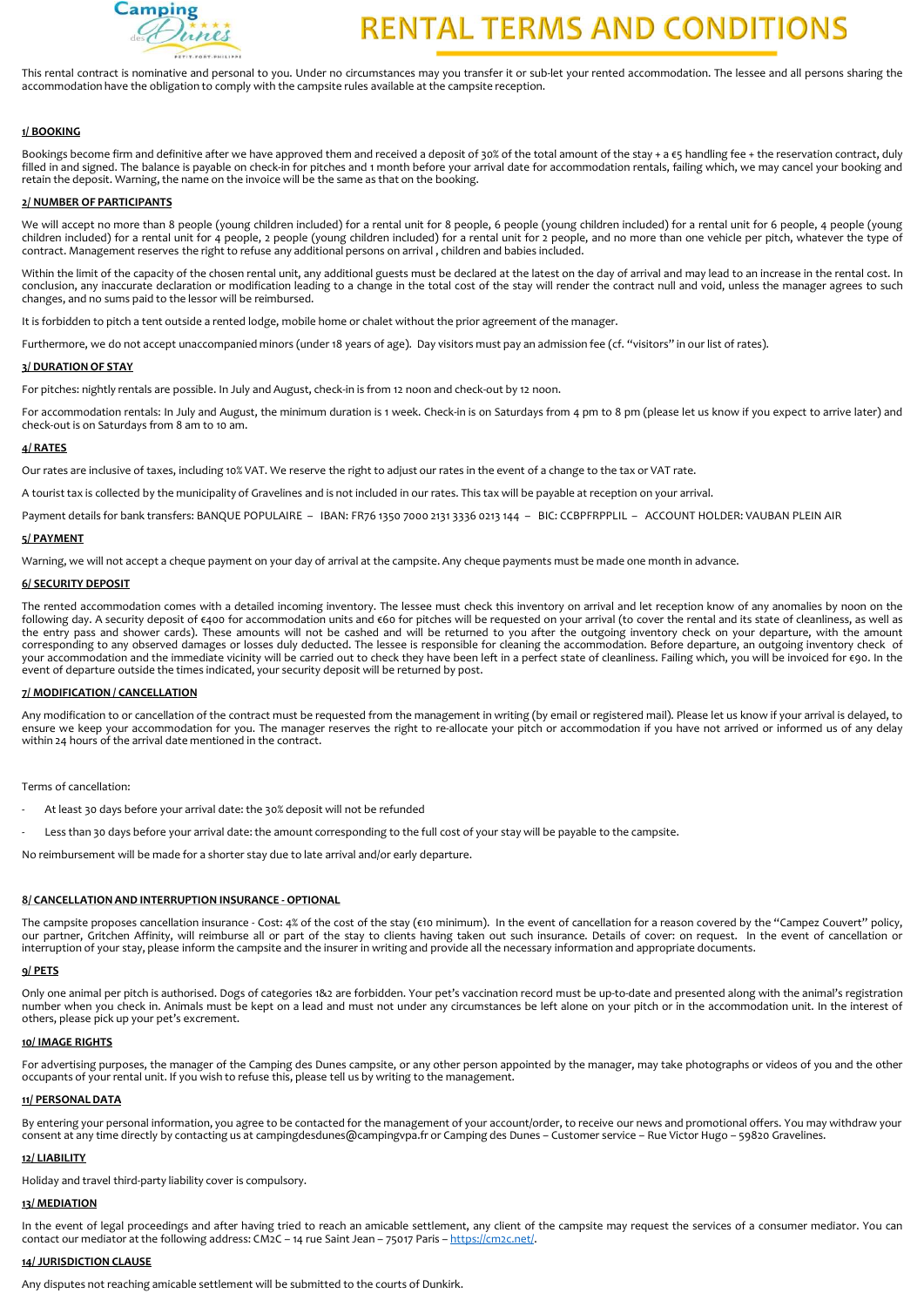# RENTAL TERMS AND CONDITIONS

This rental contract is nominative and personal to you. Under no circumstances may you transfer it or sub-let your rented accommodation. The lessee and all persons sharing the accommodation have the obligation to comply with the campsite rules available at the campsite reception.

## 1/ BOOKING

Bookings become firm and definitive after we have approved them and received a deposit of 30% of the total amount of the stay + a €5 handling fee + the reservation contract, duly filled in and signed. The balance is payable on check-in for pitches and 1 month before your arrival date for accommodation rentals, failing which, we may cancel your booking and retain the deposit. Warning, the name on the invoice will be the same as that on the booking.

## 2/ NUMBER OF PARTICIPANTS

We will accept no more than 8 people (young children included) for a rental unit for 8 people, 6 people (young children included) for a rental unit for 6 people, 4 people (young children included) for a rental unit for 4 people, 2 people (young children included) for a rental unit for 2 people, and no more than one vehicle per pitch, whatever the type of contract. Management reserves the right to refuse any additional persons on arrival , children and babies included.

Within the limit of the capacity of the chosen rental unit, any additional guests must be declared at the latest on the day of arrival and may lead to an increase in the rental cost. In conclusion, any inaccurate declaration or modification leading to a change in the total cost of the stay will render the contract null and void, unless the manager agrees to such changes, and no sums paid to the lessor will be reimbursed.

It is forbidden to pitch a tent outside a rented lodge, mobile home or chalet without the prior agreement of the manager.

Furthermore, we do not accept unaccompanied minors (under 18 years of age). Day visitors must pay an admission fee (cf. "visitors" in our list of rates).

## 3/ DURATION OF STAY

For pitches: nightly rentals are possible. In July and August, check-in is from 12 noon and check-out by 12 noon.

For accommodation rentals: In July and August, the minimum duration is 1 week. Check-in is on Saturdays from 4 pm to 8 pm (please let us know if you expect to arrive later) and check-out is on Saturdays from 8 am to 10 am.

## 4/ RATES

Our rates are inclusive of taxes, including 10% VAT. We reserve the right to adjust our rates in the event of a change to the tax or VAT rate.

A tourist tax is collected by the municipality of Gravelines and is not included in our rates. This tax will be payable at reception on your arrival.

Payment details for bank transfers: BANQUE POPULAIRE – IBAN: FR76 1350 7000 2131 3336 0213 144 – BIC: CCBPFRPPLIL – ACCOUNT HOLDER: VAUBAN PLEIN AIR

## 5/ PAYMENT

Warning, we will not accept a cheque payment on your day of arrival at the campsite. Any cheque payments must be made one month in advance.

## 6/ SECURITY DEPOSIT

The rented accommodation comes with a detailed incoming inventory. The lessee must check this inventory on arrival and let reception know of any anomalies by noon on the following day. A security deposit of €400 for accommodation units and €60 for pitches will be requested on your arrival (to cover the rental and its state of cleanliness, as well as the entry pass and shower cards). These amounts will not be cashed and will be returned to you after the outgoing inventory check on your departure, with the amount corresponding to any observed damages or losses duly deducted. The lessee is responsible for cleaning the accommodation. Before departure, an outgoing inventory check of your accommodation and the immediate vicinity will be carried out to check they have been left in a perfect state of cleanliness. Failing which, you will be invoiced for €90. In the event of departure outside the times indicated, your security deposit will be returned by post.

## 7/ MODIFICATION / CANCELLATION

Any modification to or cancellation of the contract must be requested from the management in writing (by email or registered mail). Please let us know if your arrival is delayed, to ensure we keep your accommodation for you. The manager reserves the right to re-allocate your pitch or accommodation if you have not arrived or informed us of any delay within 24 hours of the arrival date mentioned in the contract.

Terms of cancellation:

- At least 30 days before your arrival date: the 30% deposit will not be refunded
- Less than 30 days before your arrival date: the amount corresponding to the full cost of your stay will be payable to the campsite.

No reimbursement will be made for a shorter stay due to late arrival and/or early departure.

## 8/ CANCELLATION AND INTERRUPTION INSURANCE - OPTIONAL

The campsite proposes cancellation insurance - Cost: 4% of the cost of the stay (€10 minimum). In the event of cancellation for a reason covered by the "Campez Couvert" policy, our partner, Gritchen Affinity, will reimburse all or part of the stay to clients having taken out such insurance. Details of cover: on request. In the event of cancellation or interruption of your stay, please inform the campsite and the insurer in writing and provide all the necessary information and appropriate documents.

## 9/ PETS

Only one animal per pitch is authorised. Dogs of categories 1&2 are forbidden. Your pet's vaccination record must be up-to-date and presented along with the animal's registration number when you check in. Animals must be kept on a lead and must not under any circumstances be left alone on your pitch or in the accommodation unit. In the interest of others, please pick up your pet's excrement.

## 10/ IMAGE RIGHTS

For advertising purposes, the manager of the Camping des Dunes campsite, or any other person appointed by the manager, may take photographs or videos of you and the other occupants of your rental unit. If you wish to refuse this, please tell us by writing to the management.

## 11/ PERSONAL DATA

By entering your personal information, you agree to be contacted for the management of your account/order, to receive our news and promotional offers. You may withdraw your consent at any time directly by contacting us at campingdesdunes@campingvpa.fr or Camping des Dunes – Customer service – Rue Victor Hugo – 59820 Gravelines.

## 12/ LIABILITY

Holiday and travel third-party liability cover is compulsory.

## 13/ MEDIATION

In the event of legal proceedings and after having tried to reach an amicable settlement, any client of the campsite may request the services of a consumer mediator. You can contact our mediator at the following address: CM2C – 14 rue Saint Jean – 75017 Paris – https://cm2c.net/.

## 14/ JURISDICTION CLAUSE

Any disputes not reaching amicable settlement will be submitted to the courts of Dunkirk.